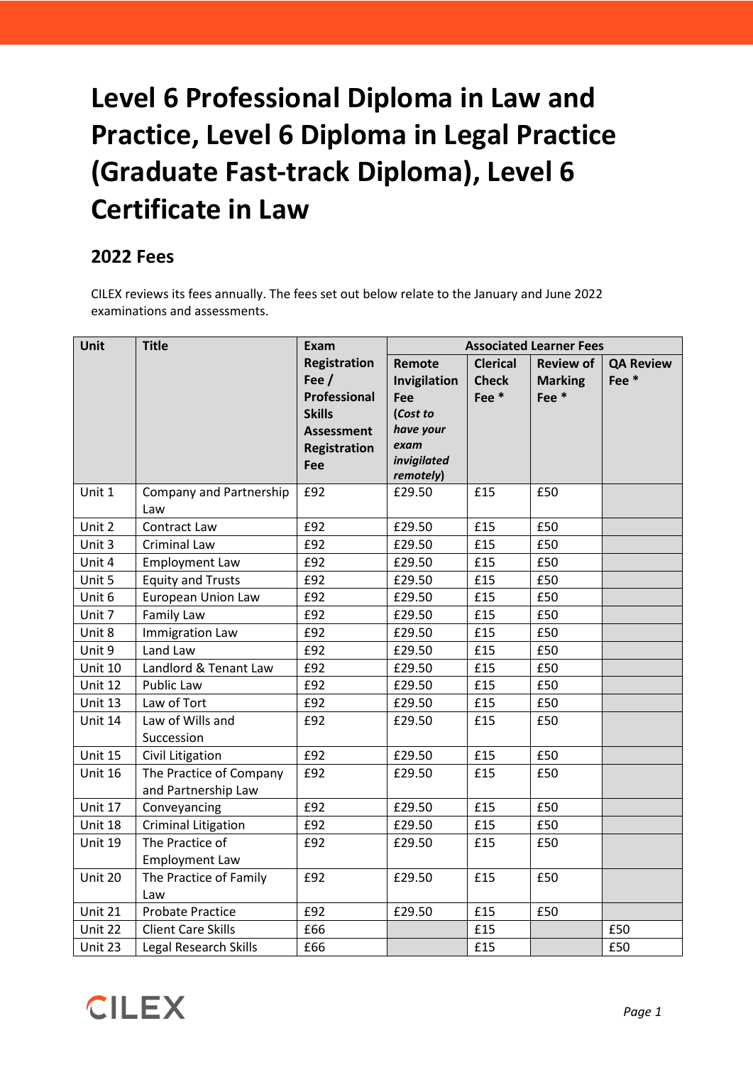# Level 6 Professional Diploma in Law and Practice, Level 6 Diploma in Legal Practice (Graduate Fast-track Diploma), Level 6 Certificate in Law

## 2022 Fees

CILEX reviews its fees annually. The fees set out below relate to the January and June 2022 examinations and assessments.

| Unit | Title | Exam Registration Fee / Professional Skills Assessment Registration Fee | Associated Learner Fees | | | |
|---|---|---|---|---|---|---|
| | | | Remote Invigilation Fee (*Cost to have your exam invigilated remotely*) | Clerical Check Fee * | Review of Marking Fee * | QA Review Fee * |
| Unit 1 | Company and Partnership Law | £92 | £29.50 | £15 | £50 | |
| Unit 2 | Contract Law | £92 | £29.50 | £15 | £50 | |
| Unit 3 | Criminal Law | £92 | £29.50 | £15 | £50 | |
| Unit 4 | Employment Law | £92 | £29.50 | £15 | £50 | |
| Unit 5 | Equity and Trusts | £92 | £29.50 | £15 | £50 | |
| Unit 6 | European Union Law | £92 | £29.50 | £15 | £50 | |
| Unit 7 | Family Law | £92 | £29.50 | £15 | £50 | |
| Unit 8 | Immigration Law | £92 | £29.50 | £15 | £50 | |
| Unit 9 | Land Law | £92 | £29.50 | £15 | £50 | |
| Unit 10 | Landlord & Tenant Law | £92 | £29.50 | £15 | £50 | |
| Unit 12 | Public Law | £92 | £29.50 | £15 | £50 | |
| Unit 13 | Law of Tort | £92 | £29.50 | £15 | £50 | |
| Unit 14 | Law of Wills and Succession | £92 | £29.50 | £15 | £50 | |
| Unit 15 | Civil Litigation | £92 | £29.50 | £15 | £50 | |
| Unit 16 | The Practice of Company and Partnership Law | £92 | £29.50 | £15 | £50 | |
| Unit 17 | Conveyancing | £92 | £29.50 | £15 | £50 | |
| Unit 18 | Criminal Litigation | £92 | £29.50 | £15 | £50 | |
| Unit 19 | The Practice of Employment Law | £92 | £29.50 | £15 | £50 | |
| Unit 20 | The Practice of Family Law | £92 | £29.50 | £15 | £50 | |
| Unit 21 | Probate Practice | £92 | £29.50 | £15 | £50 | |
| Unit 22 | Client Care Skills | £66 | | £15 | | £50 |
| Unit 23 | Legal Research Skills | £66 | | £15 | | £50 |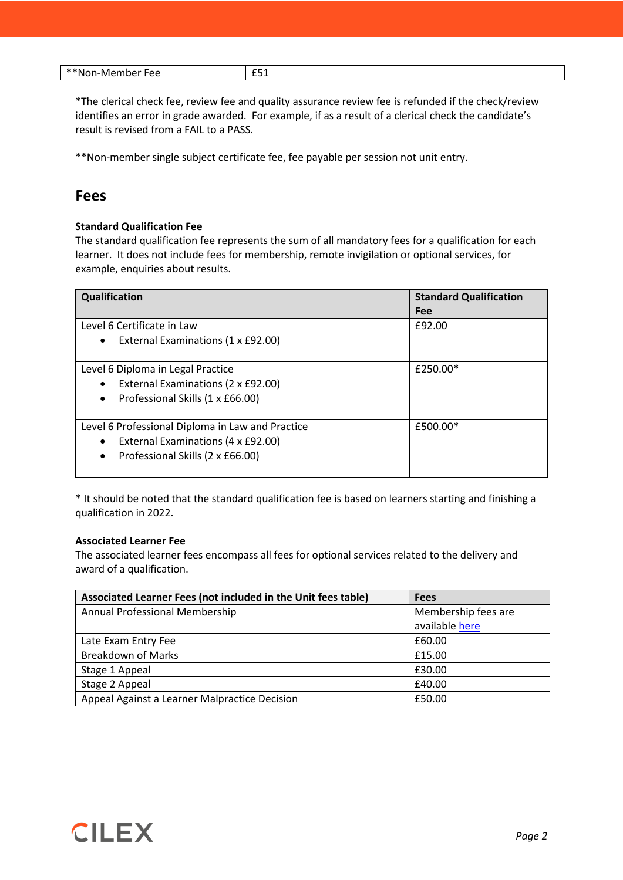| | |
|---|---|
| **Non-Member Fee | £51 |

*The clerical check fee, review fee and quality assurance review fee is refunded if the check/review identifies an error in grade awarded. For example, if as a result of a clerical check the candidate's result is revised from a FAIL to a PASS.

**Non-member single subject certificate fee, fee payable per session not unit entry.

## Fees

**Standard Qualification Fee**
The standard qualification fee represents the sum of all mandatory fees for a qualification for each learner. It does not include fees for membership, remote invigilation or optional services, for example, enquiries about results.

| Qualification | Standard Qualification Fee |
|---|---|
| Level 6 Certificate in Law<br>• External Examinations (1 x £92.00) | £92.00 |
| Level 6 Diploma in Legal Practice<br>• External Examinations (2 x £92.00)<br>• Professional Skills (1 x £66.00) | £250.00* |
| Level 6 Professional Diploma in Law and Practice<br>• External Examinations (4 x £92.00)<br>• Professional Skills (2 x £66.00) | £500.00* |

* It should be noted that the standard qualification fee is based on learners starting and finishing a qualification in 2022.

**Associated Learner Fee**
The associated learner fees encompass all fees for optional services related to the delivery and award of a qualification.

| Associated Learner Fees (not included in the Unit fees table) | Fees |
|---|---|
| Annual Professional Membership | Membership fees are available here |
| Late Exam Entry Fee | £60.00 |
| Breakdown of Marks | £15.00 |
| Stage 1 Appeal | £30.00 |
| Stage 2 Appeal | £40.00 |
| Appeal Against a Learner Malpractice Decision | £50.00 |